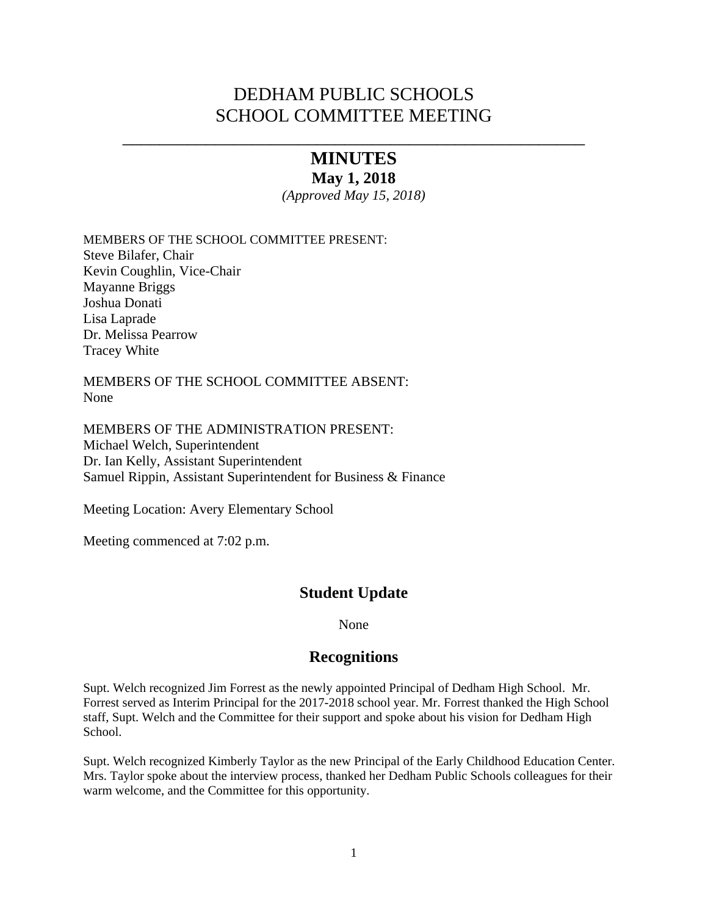# DEDHAM PUBLIC SCHOOLS
# SCHOOL COMMITTEE MEETING

---

## MINUTES

**May 1, 2018**

*(Approved May 15, 2018)*

MEMBERS OF THE SCHOOL COMMITTEE PRESENT:
Steve Bilafer, Chair
Kevin Coughlin, Vice-Chair
Mayanne Briggs
Joshua Donati
Lisa Laprade
Dr. Melissa Pearrow
Tracey White

MEMBERS OF THE SCHOOL COMMITTEE ABSENT:
None

MEMBERS OF THE ADMINISTRATION PRESENT:
Michael Welch, Superintendent
Dr. Ian Kelly, Assistant Superintendent
Samuel Rippin, Assistant Superintendent for Business & Finance

Meeting Location: Avery Elementary School

Meeting commenced at 7:02 p.m.

## Student Update

None

## Recognitions

Supt. Welch recognized Jim Forrest as the newly appointed Principal of Dedham High School. Mr. Forrest served as Interim Principal for the 2017-2018 school year. Mr. Forrest thanked the High School staff, Supt. Welch and the Committee for their support and spoke about his vision for Dedham High School.

Supt. Welch recognized Kimberly Taylor as the new Principal of the Early Childhood Education Center. Mrs. Taylor spoke about the interview process, thanked her Dedham Public Schools colleagues for their warm welcome, and the Committee for this opportunity.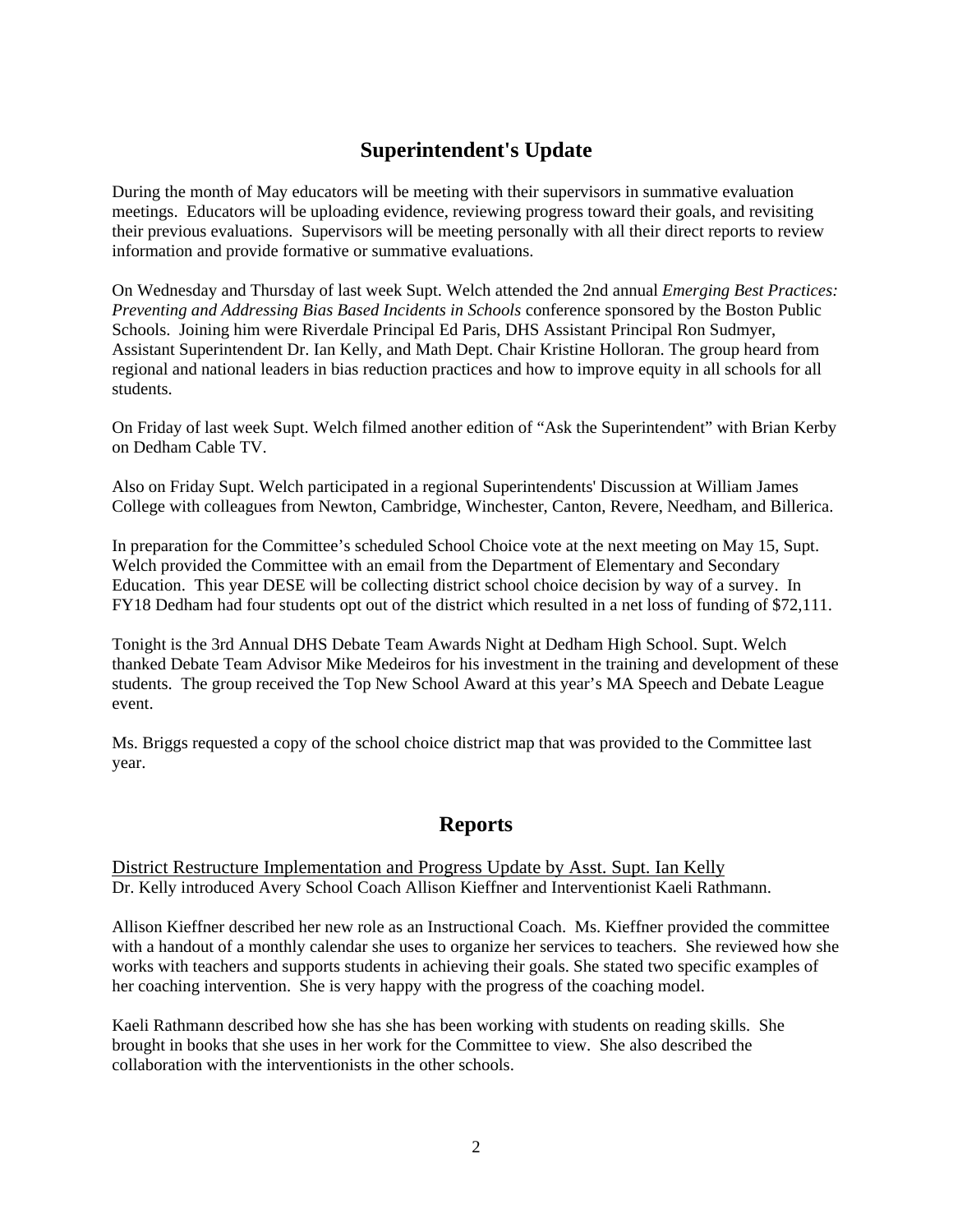## Superintendent's Update

During the month of May educators will be meeting with their supervisors in summative evaluation meetings. Educators will be uploading evidence, reviewing progress toward their goals, and revisiting their previous evaluations. Supervisors will be meeting personally with all their direct reports to review information and provide formative or summative evaluations.

On Wednesday and Thursday of last week Supt. Welch attended the 2nd annual *Emerging Best Practices: Preventing and Addressing Bias Based Incidents in Schools* conference sponsored by the Boston Public Schools. Joining him were Riverdale Principal Ed Paris, DHS Assistant Principal Ron Sudmyer, Assistant Superintendent Dr. Ian Kelly, and Math Dept. Chair Kristine Holloran. The group heard from regional and national leaders in bias reduction practices and how to improve equity in all schools for all students.

On Friday of last week Supt. Welch filmed another edition of "Ask the Superintendent" with Brian Kerby on Dedham Cable TV.

Also on Friday Supt. Welch participated in a regional Superintendents' Discussion at William James College with colleagues from Newton, Cambridge, Winchester, Canton, Revere, Needham, and Billerica.

In preparation for the Committee's scheduled School Choice vote at the next meeting on May 15, Supt. Welch provided the Committee with an email from the Department of Elementary and Secondary Education. This year DESE will be collecting district school choice decision by way of a survey. In FY18 Dedham had four students opt out of the district which resulted in a net loss of funding of $72,111.

Tonight is the 3rd Annual DHS Debate Team Awards Night at Dedham High School. Supt. Welch thanked Debate Team Advisor Mike Medeiros for his investment in the training and development of these students. The group received the Top New School Award at this year's MA Speech and Debate League event.

Ms. Briggs requested a copy of the school choice district map that was provided to the Committee last year.

## Reports

District Restructure Implementation and Progress Update by Asst. Supt. Ian Kelly

Dr. Kelly introduced Avery School Coach Allison Kieffner and Interventionist Kaeli Rathmann.

Allison Kieffner described her new role as an Instructional Coach. Ms. Kieffner provided the committee with a handout of a monthly calendar she uses to organize her services to teachers. She reviewed how she works with teachers and supports students in achieving their goals. She stated two specific examples of her coaching intervention. She is very happy with the progress of the coaching model.

Kaeli Rathmann described how she has she has been working with students on reading skills. She brought in books that she uses in her work for the Committee to view. She also described the collaboration with the interventionists in the other schools.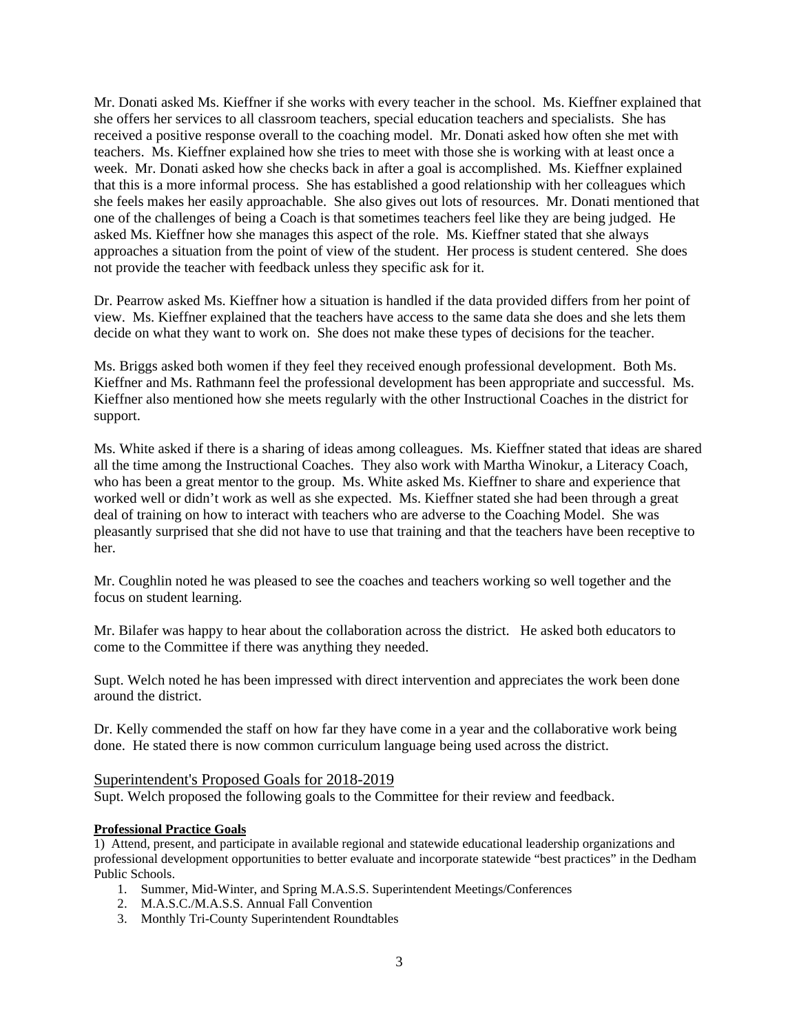Mr. Donati asked Ms. Kieffner if she works with every teacher in the school. Ms. Kieffner explained that she offers her services to all classroom teachers, special education teachers and specialists. She has received a positive response overall to the coaching model. Mr. Donati asked how often she met with teachers. Ms. Kieffner explained how she tries to meet with those she is working with at least once a week. Mr. Donati asked how she checks back in after a goal is accomplished. Ms. Kieffner explained that this is a more informal process. She has established a good relationship with her colleagues which she feels makes her easily approachable. She also gives out lots of resources. Mr. Donati mentioned that one of the challenges of being a Coach is that sometimes teachers feel like they are being judged. He asked Ms. Kieffner how she manages this aspect of the role. Ms. Kieffner stated that she always approaches a situation from the point of view of the student. Her process is student centered. She does not provide the teacher with feedback unless they specific ask for it.

Dr. Pearrow asked Ms. Kieffner how a situation is handled if the data provided differs from her point of view. Ms. Kieffner explained that the teachers have access to the same data she does and she lets them decide on what they want to work on. She does not make these types of decisions for the teacher.

Ms. Briggs asked both women if they feel they received enough professional development. Both Ms. Kieffner and Ms. Rathmann feel the professional development has been appropriate and successful. Ms. Kieffner also mentioned how she meets regularly with the other Instructional Coaches in the district for support.

Ms. White asked if there is a sharing of ideas among colleagues. Ms. Kieffner stated that ideas are shared all the time among the Instructional Coaches. They also work with Martha Winokur, a Literacy Coach, who has been a great mentor to the group. Ms. White asked Ms. Kieffner to share and experience that worked well or didn't work as well as she expected. Ms. Kieffner stated she had been through a great deal of training on how to interact with teachers who are adverse to the Coaching Model. She was pleasantly surprised that she did not have to use that training and that the teachers have been receptive to her.

Mr. Coughlin noted he was pleased to see the coaches and teachers working so well together and the focus on student learning.

Mr. Bilafer was happy to hear about the collaboration across the district. He asked both educators to come to the Committee if there was anything they needed.

Supt. Welch noted he has been impressed with direct intervention and appreciates the work been done around the district.

Dr. Kelly commended the staff on how far they have come in a year and the collaborative work being done. He stated there is now common curriculum language being used across the district.

## Superintendent's Proposed Goals for 2018-2019

Supt. Welch proposed the following goals to the Committee for their review and feedback.

**Professional Practice Goals**

1) Attend, present, and participate in available regional and statewide educational leadership organizations and professional development opportunities to better evaluate and incorporate statewide "best practices" in the Dedham Public Schools.

1. Summer, Mid-Winter, and Spring M.A.S.S. Superintendent Meetings/Conferences
2. M.A.S.C./M.A.S.S. Annual Fall Convention
3. Monthly Tri-County Superintendent Roundtables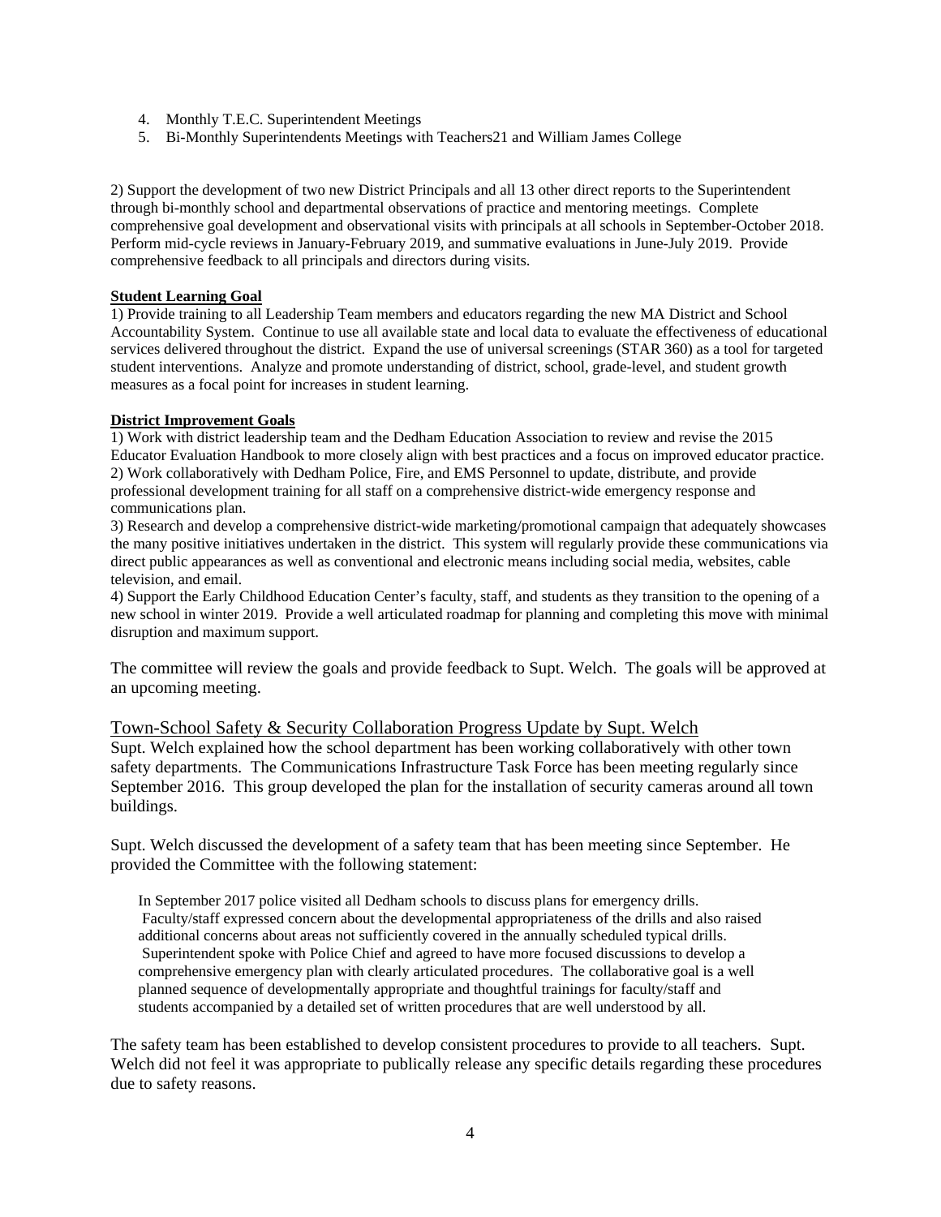4. Monthly T.E.C. Superintendent Meetings
5. Bi-Monthly Superintendents Meetings with Teachers21 and William James College

2) Support the development of two new District Principals and all 13 other direct reports to the Superintendent through bi-monthly school and departmental observations of practice and mentoring meetings. Complete comprehensive goal development and observational visits with principals at all schools in September-October 2018. Perform mid-cycle reviews in January-February 2019, and summative evaluations in June-July 2019. Provide comprehensive feedback to all principals and directors during visits.

**Student Learning Goal**

1) Provide training to all Leadership Team members and educators regarding the new MA District and School Accountability System. Continue to use all available state and local data to evaluate the effectiveness of educational services delivered throughout the district. Expand the use of universal screenings (STAR 360) as a tool for targeted student interventions. Analyze and promote understanding of district, school, grade-level, and student growth measures as a focal point for increases in student learning.

**District Improvement Goals**

1) Work with district leadership team and the Dedham Education Association to review and revise the 2015 Educator Evaluation Handbook to more closely align with best practices and a focus on improved educator practice.
2) Work collaboratively with Dedham Police, Fire, and EMS Personnel to update, distribute, and provide professional development training for all staff on a comprehensive district-wide emergency response and communications plan.
3) Research and develop a comprehensive district-wide marketing/promotional campaign that adequately showcases the many positive initiatives undertaken in the district. This system will regularly provide these communications via direct public appearances as well as conventional and electronic means including social media, websites, cable television, and email.
4) Support the Early Childhood Education Center's faculty, staff, and students as they transition to the opening of a new school in winter 2019. Provide a well articulated roadmap for planning and completing this move with minimal disruption and maximum support.

The committee will review the goals and provide feedback to Supt. Welch. The goals will be approved at an upcoming meeting.

## Town-School Safety & Security Collaboration Progress Update by Supt. Welch

Supt. Welch explained how the school department has been working collaboratively with other town safety departments. The Communications Infrastructure Task Force has been meeting regularly since September 2016. This group developed the plan for the installation of security cameras around all town buildings.

Supt. Welch discussed the development of a safety team that has been meeting since September. He provided the Committee with the following statement:

> In September 2017 police visited all Dedham schools to discuss plans for emergency drills. Faculty/staff expressed concern about the developmental appropriateness of the drills and also raised additional concerns about areas not sufficiently covered in the annually scheduled typical drills. Superintendent spoke with Police Chief and agreed to have more focused discussions to develop a comprehensive emergency plan with clearly articulated procedures. The collaborative goal is a well planned sequence of developmentally appropriate and thoughtful trainings for faculty/staff and students accompanied by a detailed set of written procedures that are well understood by all.

The safety team has been established to develop consistent procedures to provide to all teachers. Supt. Welch did not feel it was appropriate to publically release any specific details regarding these procedures due to safety reasons.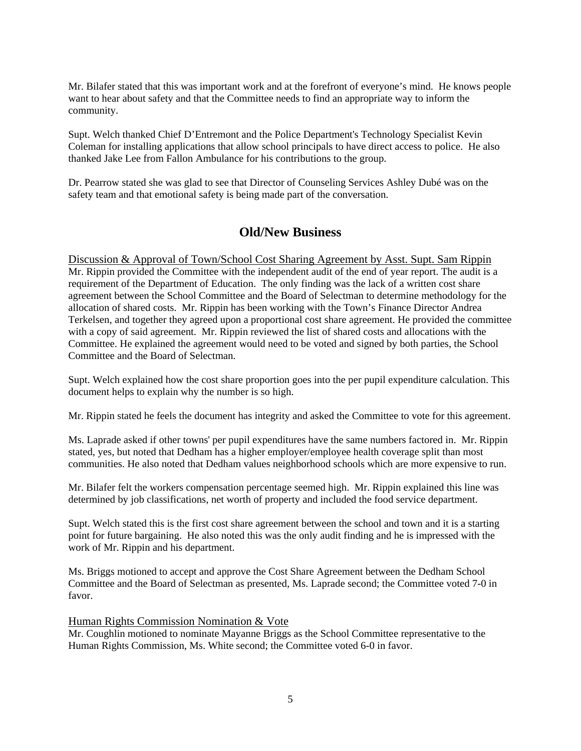Mr. Bilafer stated that this was important work and at the forefront of everyone's mind. He knows people want to hear about safety and that the Committee needs to find an appropriate way to inform the community.

Supt. Welch thanked Chief D'Entremont and the Police Department's Technology Specialist Kevin Coleman for installing applications that allow school principals to have direct access to police. He also thanked Jake Lee from Fallon Ambulance for his contributions to the group.

Dr. Pearrow stated she was glad to see that Director of Counseling Services Ashley Dubé was on the safety team and that emotional safety is being made part of the conversation.

## Old/New Business

Discussion & Approval of Town/School Cost Sharing Agreement by Asst. Supt. Sam Rippin

Mr. Rippin provided the Committee with the independent audit of the end of year report. The audit is a requirement of the Department of Education. The only finding was the lack of a written cost share agreement between the School Committee and the Board of Selectman to determine methodology for the allocation of shared costs. Mr. Rippin has been working with the Town's Finance Director Andrea Terkelsen, and together they agreed upon a proportional cost share agreement. He provided the committee with a copy of said agreement. Mr. Rippin reviewed the list of shared costs and allocations with the Committee. He explained the agreement would need to be voted and signed by both parties, the School Committee and the Board of Selectman.

Supt. Welch explained how the cost share proportion goes into the per pupil expenditure calculation. This document helps to explain why the number is so high.

Mr. Rippin stated he feels the document has integrity and asked the Committee to vote for this agreement.

Ms. Laprade asked if other towns' per pupil expenditures have the same numbers factored in. Mr. Rippin stated, yes, but noted that Dedham has a higher employer/employee health coverage split than most communities. He also noted that Dedham values neighborhood schools which are more expensive to run.

Mr. Bilafer felt the workers compensation percentage seemed high. Mr. Rippin explained this line was determined by job classifications, net worth of property and included the food service department.

Supt. Welch stated this is the first cost share agreement between the school and town and it is a starting point for future bargaining. He also noted this was the only audit finding and he is impressed with the work of Mr. Rippin and his department.

Ms. Briggs motioned to accept and approve the Cost Share Agreement between the Dedham School Committee and the Board of Selectman as presented, Ms. Laprade second; the Committee voted 7-0 in favor.

Human Rights Commission Nomination & Vote

Mr. Coughlin motioned to nominate Mayanne Briggs as the School Committee representative to the Human Rights Commission, Ms. White second; the Committee voted 6-0 in favor.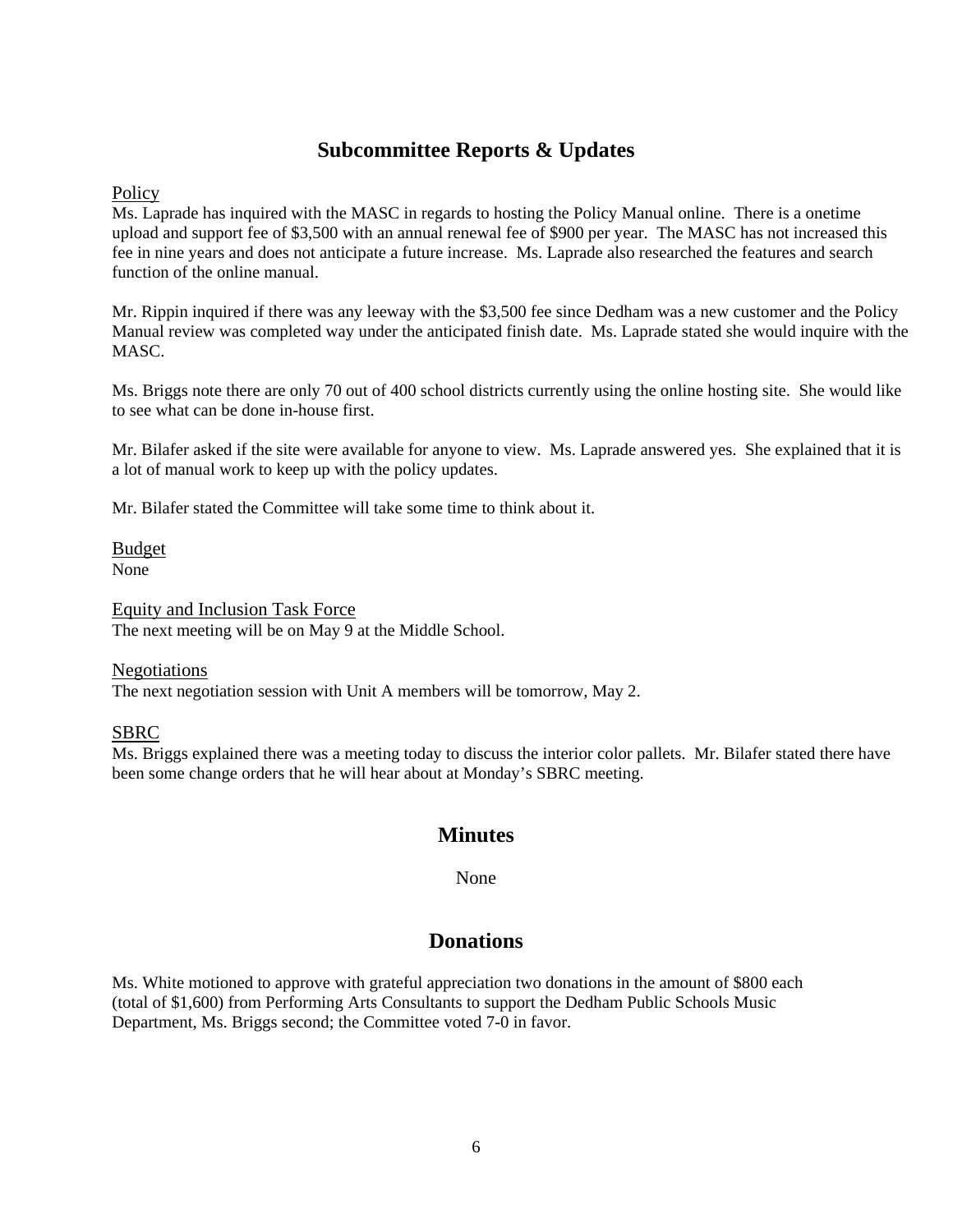## Subcommittee Reports & Updates

Policy

Ms. Laprade has inquired with the MASC in regards to hosting the Policy Manual online. There is a onetime upload and support fee of $3,500 with an annual renewal fee of $900 per year. The MASC has not increased this fee in nine years and does not anticipate a future increase. Ms. Laprade also researched the features and search function of the online manual.

Mr. Rippin inquired if there was any leeway with the $3,500 fee since Dedham was a new customer and the Policy Manual review was completed way under the anticipated finish date. Ms. Laprade stated she would inquire with the MASC.

Ms. Briggs note there are only 70 out of 400 school districts currently using the online hosting site. She would like to see what can be done in-house first.

Mr. Bilafer asked if the site were available for anyone to view. Ms. Laprade answered yes. She explained that it is a lot of manual work to keep up with the policy updates.

Mr. Bilafer stated the Committee will take some time to think about it.

Budget

None

Equity and Inclusion Task Force

The next meeting will be on May 9 at the Middle School.

Negotiations

The next negotiation session with Unit A members will be tomorrow, May 2.

SBRC

Ms. Briggs explained there was a meeting today to discuss the interior color pallets. Mr. Bilafer stated there have been some change orders that he will hear about at Monday's SBRC meeting.

## Minutes

None

## Donations

Ms. White motioned to approve with grateful appreciation two donations in the amount of $800 each (total of $1,600) from Performing Arts Consultants to support the Dedham Public Schools Music Department, Ms. Briggs second; the Committee voted 7-0 in favor.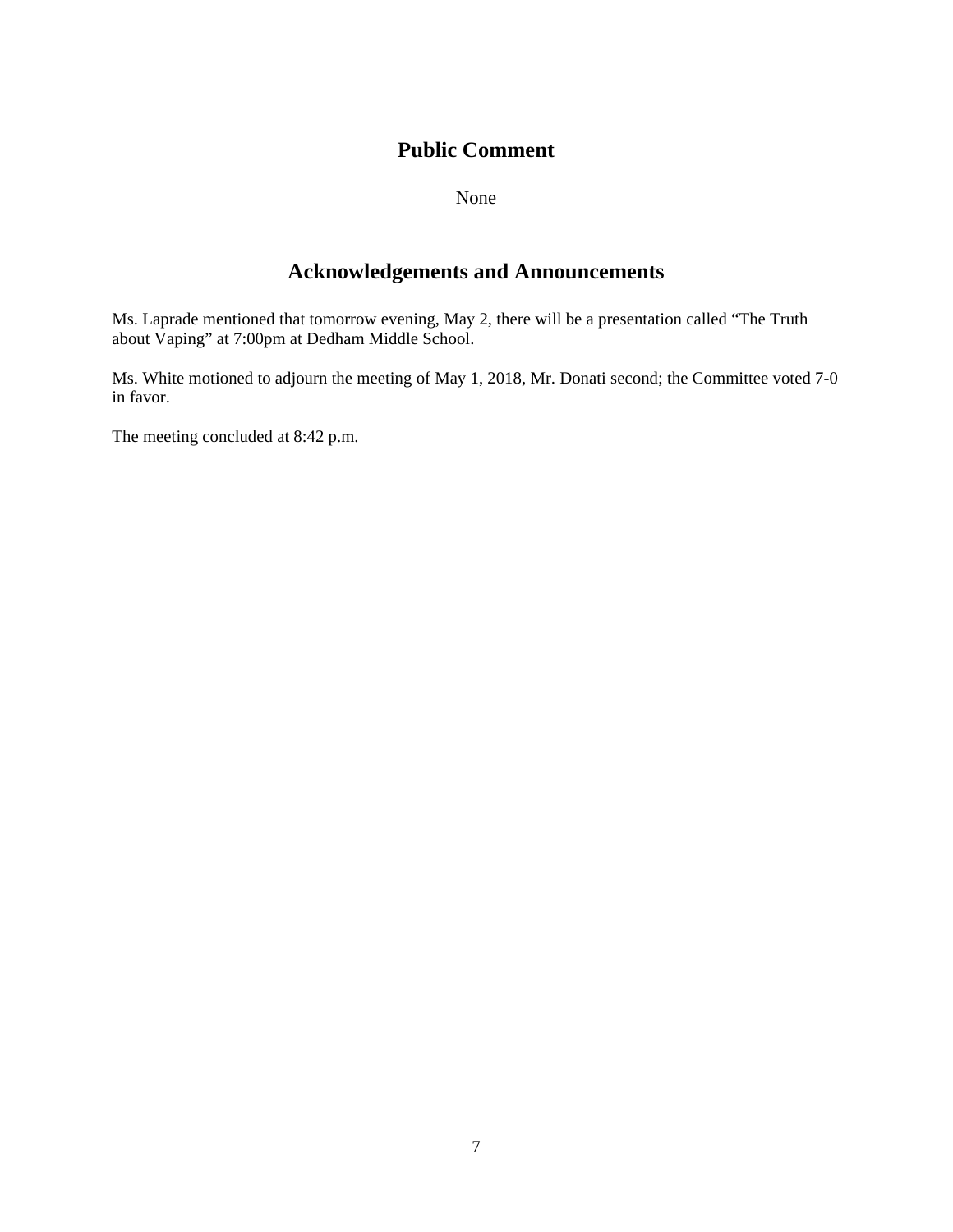## Public Comment

None

## Acknowledgements and Announcements

Ms. Laprade mentioned that tomorrow evening, May 2, there will be a presentation called "The Truth about Vaping" at 7:00pm at Dedham Middle School.

Ms. White motioned to adjourn the meeting of May 1, 2018, Mr. Donati second; the Committee voted 7-0 in favor.

The meeting concluded at 8:42 p.m.